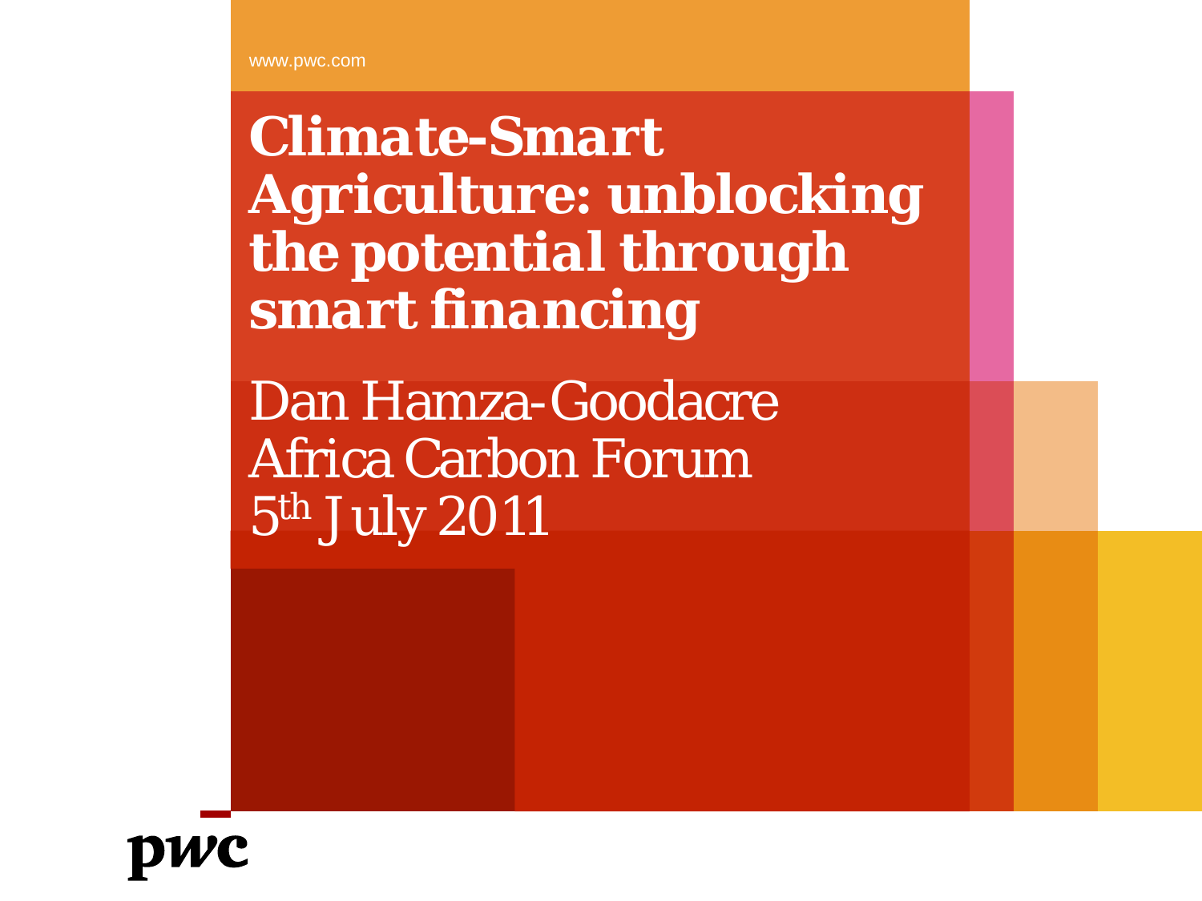www.pwc.com

# Climate-Smart Agriculture: unblocking the potential through smart financing

Dan Hamza-Goodacre
Africa Carbon Forum
5th July 2011

pwc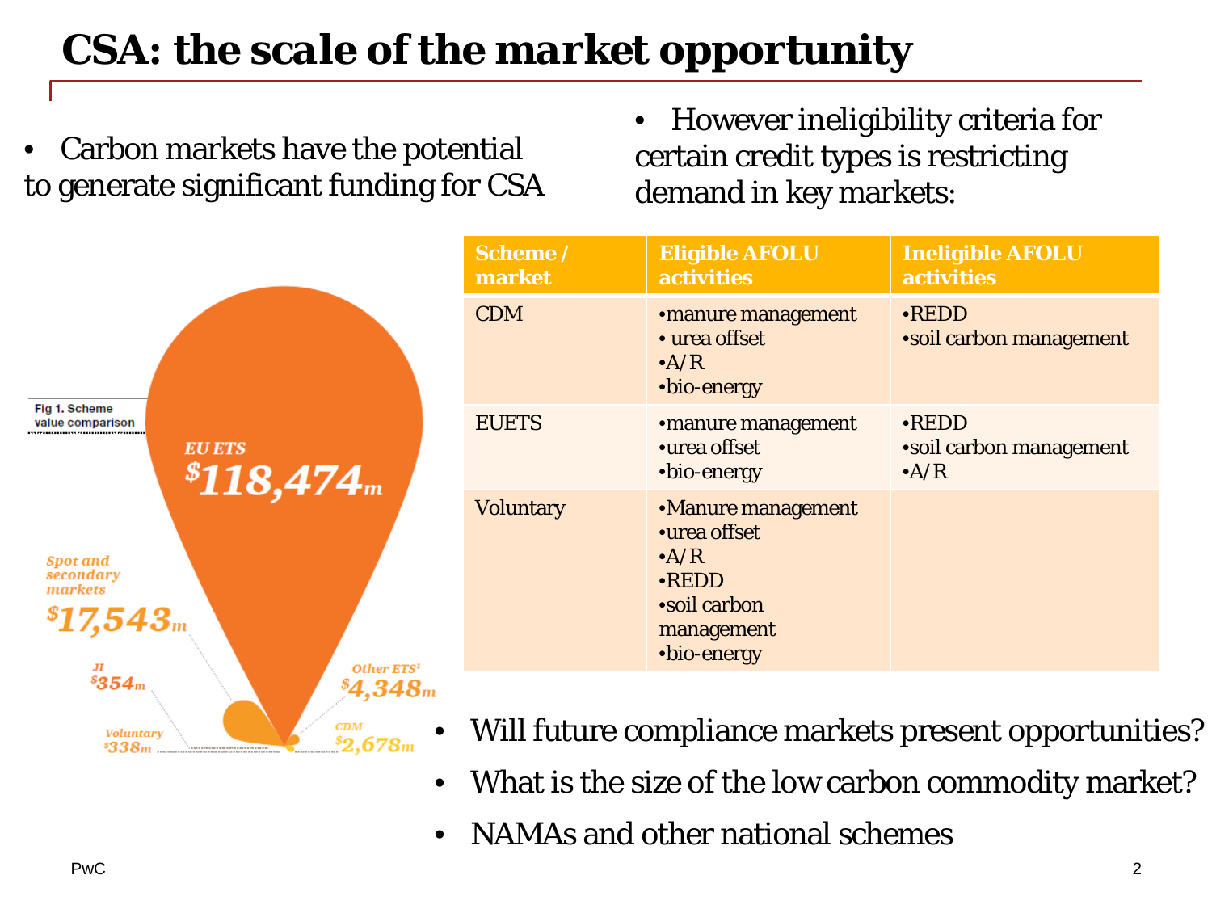# CSA: the scale of the market opportunity

- Carbon markets have the potential to generate significant funding for CSA

Fig 1. Scheme value comparison

EU ETS $118,474m

Spot and secondary markets $17,543m

JI $354m

Voluntary $338m

Other ETS[1] $4,348m

CDM $2,678m

- However ineligibility criteria for certain credit types is restricting demand in key markets:

| Scheme / market | Eligible AFOLU activities | Ineligible AFOLU activities |
|---|---|---|
| CDM | •manure management<br>• urea offset<br>•A/R<br>•bio-energy | •REDD<br>•soil carbon management |
| EUETS | •manure management<br>•urea offset<br>•bio-energy | •REDD<br>•soil carbon management<br>•A/R |
| Voluntary | •Manure management<br>•urea offset<br>•A/R<br>•REDD<br>•soil carbon management<br>•bio-energy | |

- Will future compliance markets present opportunities?
- What is the size of the low carbon commodity market?
- NAMAs and other national schemes

PwC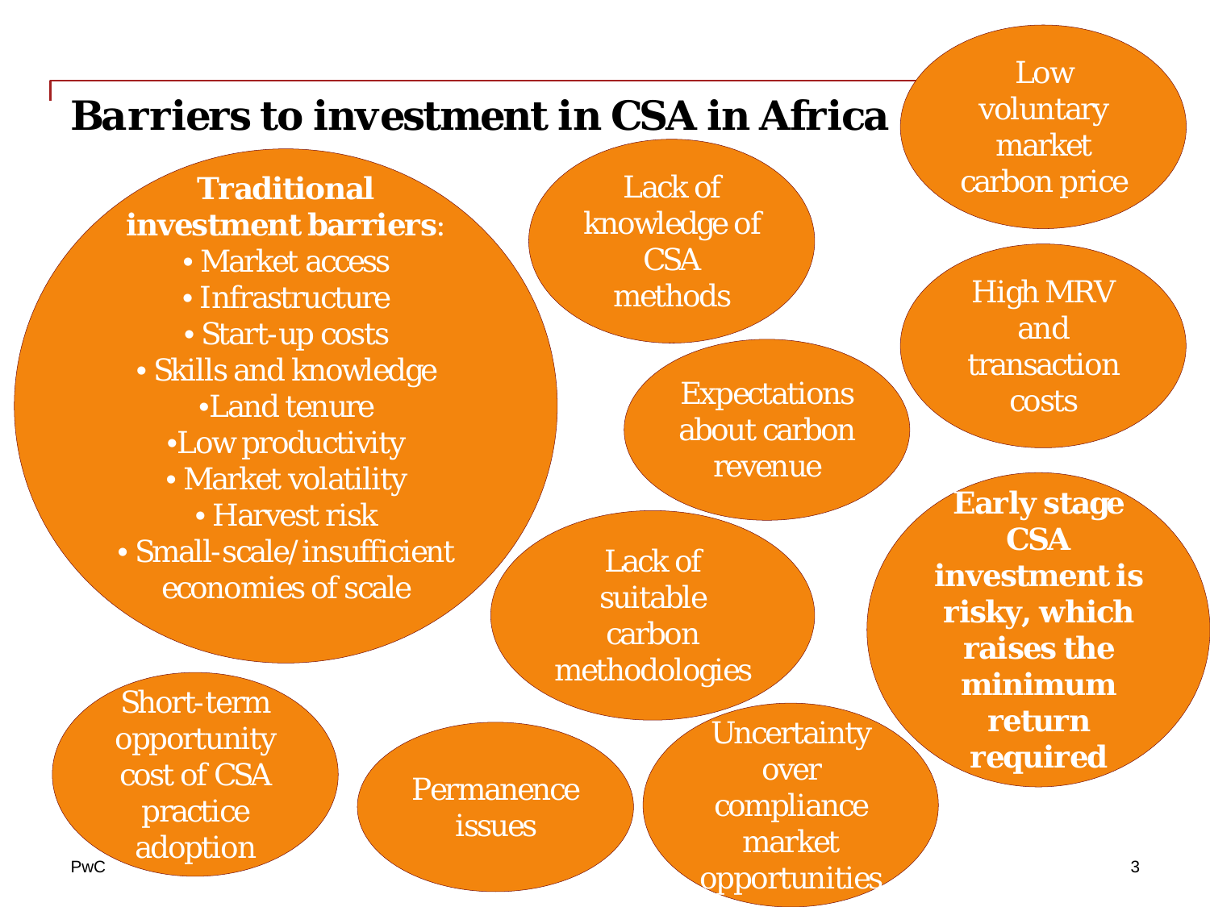# Barriers to investment in CSA in Africa

**Traditional investment barriers**:

- Market access
- Infrastructure
- Start-up costs
- Skills and knowledge
- Land tenure
- Low productivity
- Market volatility
- Harvest risk
- Small-scale/insufficient economies of scale

Lack of knowledge of CSA methods

Low voluntary market carbon price

High MRV and transaction costs

Expectations about carbon revenue

Lack of suitable carbon methodologies

**Early stage CSA investment is risky, which raises the minimum return required**

Short-term opportunity cost of CSA practice adoption

Permanence issues

Uncertainty over compliance market opportunities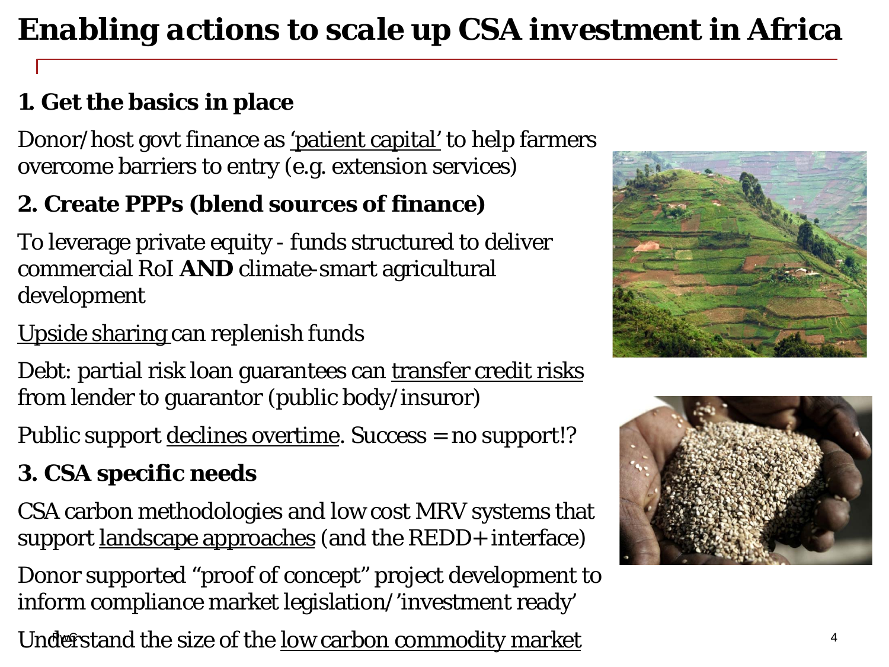# Enabling actions to scale up CSA investment in Africa

## 1. Get the basics in place

Donor/host govt finance as 'patient capital' to help farmers overcome barriers to entry (e.g. extension services)

## 2. Create PPPs (blend sources of finance)

To leverage private equity - funds structured to deliver commercial RoI **AND** climate-smart agricultural development

Upside sharing can replenish funds

Debt: partial risk loan guarantees can transfer credit risks from lender to guarantor (public body/insuror)

Public support declines overtime. Success = no support!?

## 3. CSA specific needs

CSA carbon methodologies and low cost MRV systems that support landscape approaches (and the REDD+ interface)

Donor supported "proof of concept" project development to inform compliance market legislation/'investment ready'

Understand the size of the low carbon commodity market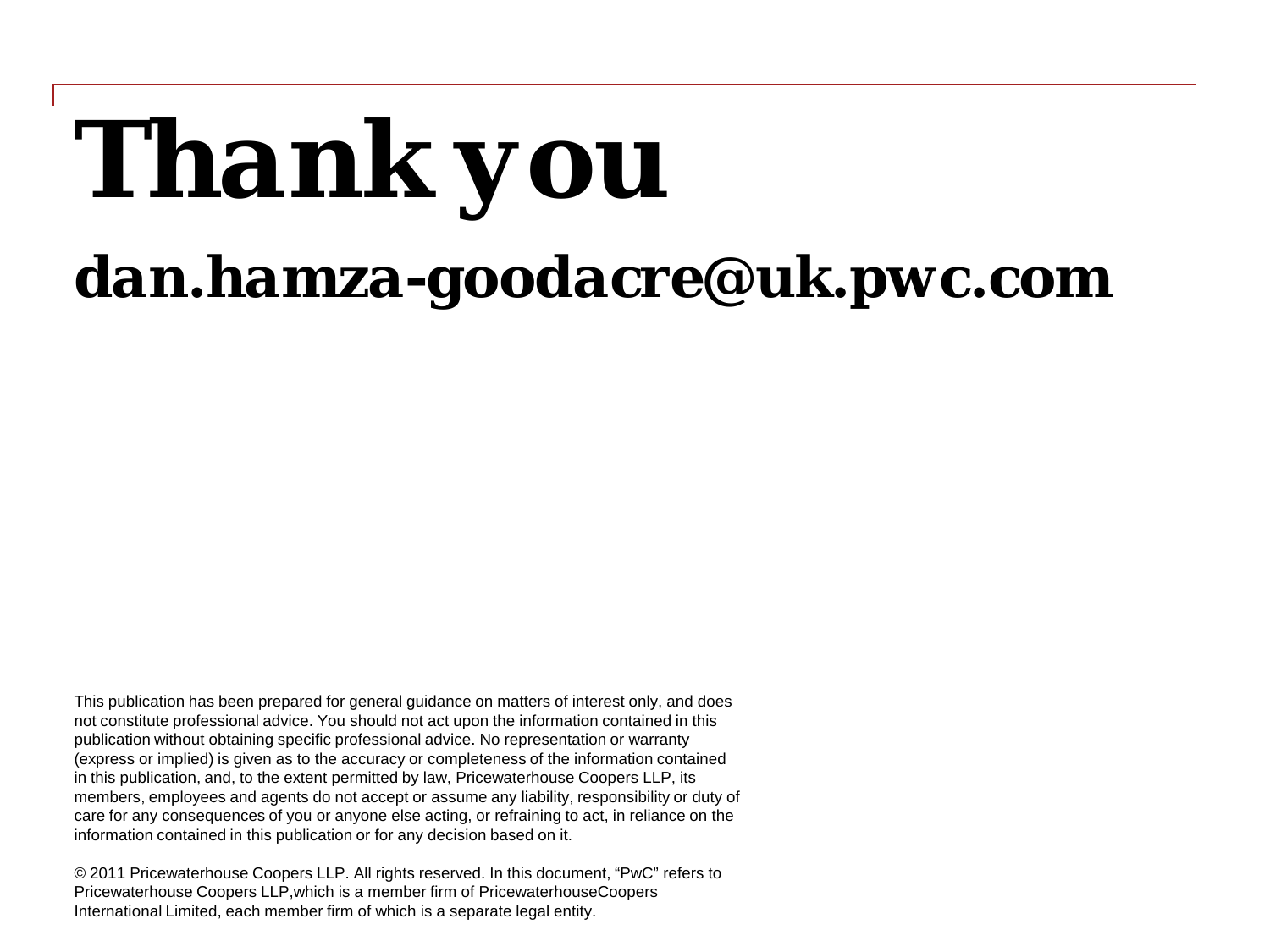# Thank you

## dan.hamza-goodacre@uk.pwc.com

This publication has been prepared for general guidance on matters of interest only, and does not constitute professional advice. You should not act upon the information contained in this publication without obtaining specific professional advice. No representation or warranty (express or implied) is given as to the accuracy or completeness of the information contained in this publication, and, to the extent permitted by law, Pricewaterhouse Coopers LLP, its members, employees and agents do not accept or assume any liability, responsibility or duty of care for any consequences of you or anyone else acting, or refraining to act, in reliance on the information contained in this publication or for any decision based on it.

© 2011 Pricewaterhouse Coopers LLP. All rights reserved. In this document, “PwC” refers to Pricewaterhouse Coopers LLP,which is a member firm of PricewaterhouseCoopers International Limited, each member firm of which is a separate legal entity.